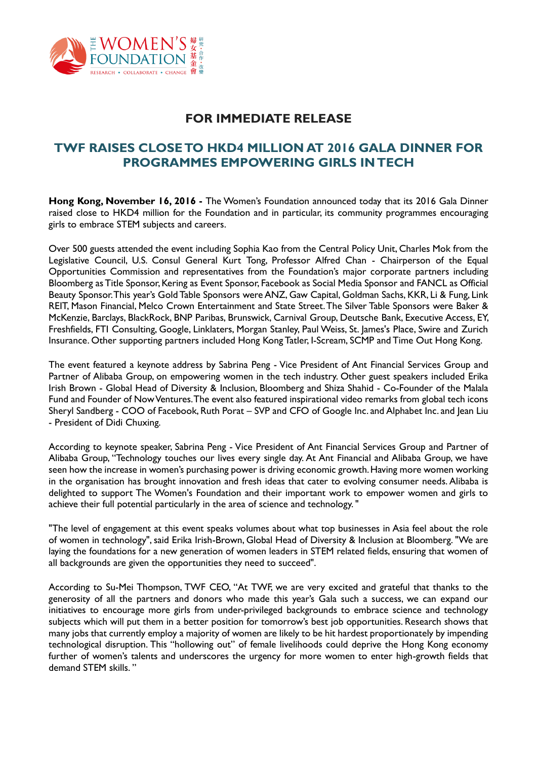# FOR IMMEDIATE RELEASE

## TWF RAISES CLOSE TO HKD4 MILLION AT 2016 GALA DINNER FOR PROGRAMMES EMPOWERING GIRLS IN TECH

**Hong Kong, November 16, 2016 -** The Women's Foundation announced today that its 2016 Gala Dinner raised close to HKD4 million for the Foundation and in particular, its community programmes encouraging girls to embrace STEM subjects and careers.

Over 500 guests attended the event including Sophia Kao from the Central Policy Unit, Charles Mok from the Legislative Council, U.S. Consul General Kurt Tong, Professor Alfred Chan - Chairperson of the Equal Opportunities Commission and representatives from the Foundation's major corporate partners including Bloomberg as Title Sponsor, Kering as Event Sponsor, Facebook as Social Media Sponsor and FANCL as Official Beauty Sponsor. This year's Gold Table Sponsors were ANZ, Gaw Capital, Goldman Sachs, KKR, Li & Fung, Link REIT, Mason Financial, Melco Crown Entertainment and State Street. The Silver Table Sponsors were Baker & McKenzie, Barclays, BlackRock, BNP Paribas, Brunswick, Carnival Group, Deutsche Bank, Executive Access, EY, Freshfields, FTI Consulting, Google, Linklaters, Morgan Stanley, Paul Weiss, St. James's Place, Swire and Zurich Insurance. Other supporting partners included Hong Kong Tatler, I-Scream, SCMP and Time Out Hong Kong.

The event featured a keynote address by Sabrina Peng - Vice President of Ant Financial Services Group and Partner of Alibaba Group, on empowering women in the tech industry. Other guest speakers included Erika Irish Brown - Global Head of Diversity & Inclusion, Bloomberg and Shiza Shahid - Co-Founder of the Malala Fund and Founder of Now Ventures. The event also featured inspirational video remarks from global tech icons Sheryl Sandberg - COO of Facebook, Ruth Porat – SVP and CFO of Google Inc. and Alphabet Inc. and Jean Liu - President of Didi Chuxing.

According to keynote speaker, Sabrina Peng - Vice President of Ant Financial Services Group and Partner of Alibaba Group, "Technology touches our lives every single day. At Ant Financial and Alibaba Group, we have seen how the increase in women's purchasing power is driving economic growth. Having more women working in the organisation has brought innovation and fresh ideas that cater to evolving consumer needs. Alibaba is delighted to support The Women's Foundation and their important work to empower women and girls to achieve their full potential particularly in the area of science and technology. "

"The level of engagement at this event speaks volumes about what top businesses in Asia feel about the role of women in technology", said Erika Irish-Brown, Global Head of Diversity & Inclusion at Bloomberg. "We are laying the foundations for a new generation of women leaders in STEM related fields, ensuring that women of all backgrounds are given the opportunities they need to succeed".

According to Su-Mei Thompson, TWF CEO, "At TWF, we are very excited and grateful that thanks to the generosity of all the partners and donors who made this year's Gala such a success, we can expand our initiatives to encourage more girls from under-privileged backgrounds to embrace science and technology subjects which will put them in a better position for tomorrow's best job opportunities. Research shows that many jobs that currently employ a majority of women are likely to be hit hardest proportionately by impending technological disruption. This "hollowing out" of female livelihoods could deprive the Hong Kong economy further of women's talents and underscores the urgency for more women to enter high-growth fields that demand STEM skills. "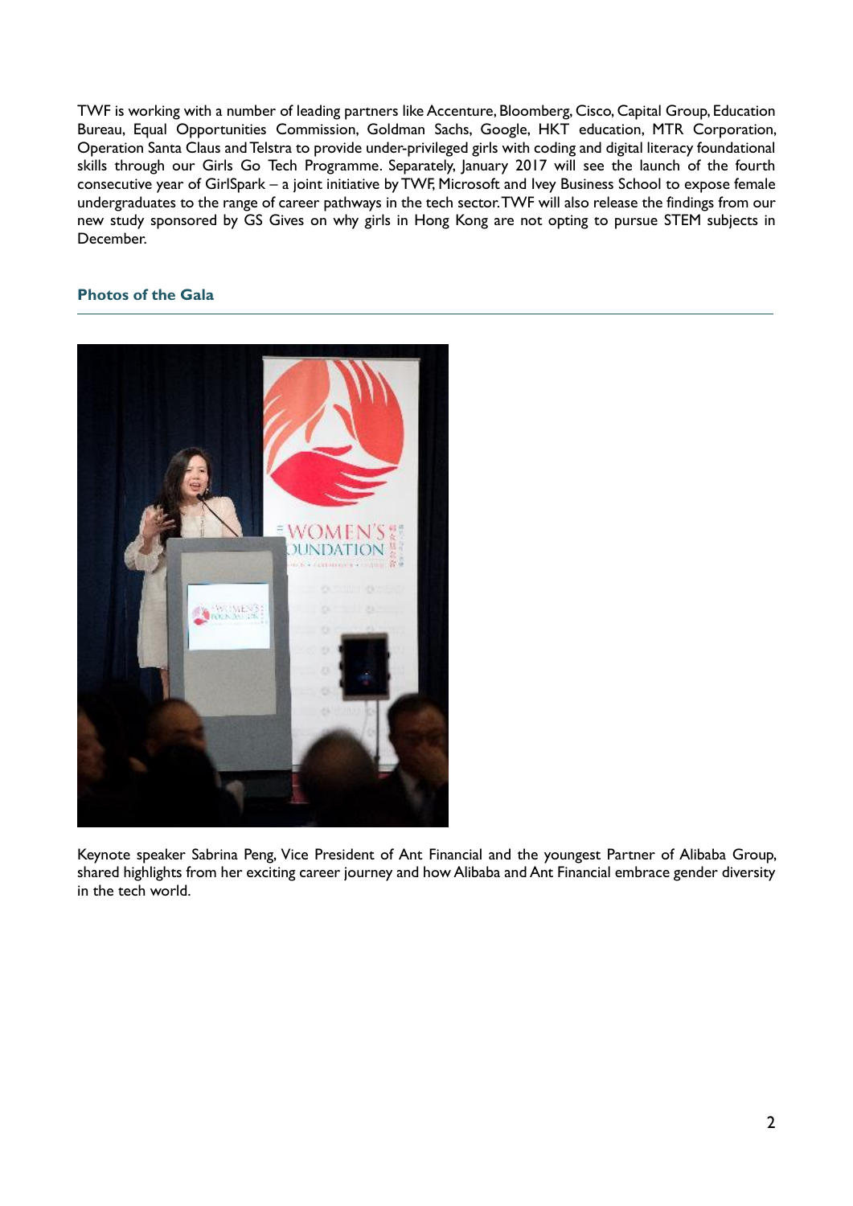TWF is working with a number of leading partners like Accenture, Bloomberg, Cisco, Capital Group, Education Bureau, Equal Opportunities Commission, Goldman Sachs, Google, HKT education, MTR Corporation, Operation Santa Claus and Telstra to provide under-privileged girls with coding and digital literacy foundational skills through our Girls Go Tech Programme. Separately, January 2017 will see the launch of the fourth consecutive year of GirlSpark – a joint initiative by TWF, Microsoft and Ivey Business School to expose female undergraduates to the range of career pathways in the tech sector. TWF will also release the findings from our new study sponsored by GS Gives on why girls in Hong Kong are not opting to pursue STEM subjects in December.

### Photos of the Gala

Keynote speaker Sabrina Peng, Vice President of Ant Financial and the youngest Partner of Alibaba Group, shared highlights from her exciting career journey and how Alibaba and Ant Financial embrace gender diversity in the tech world.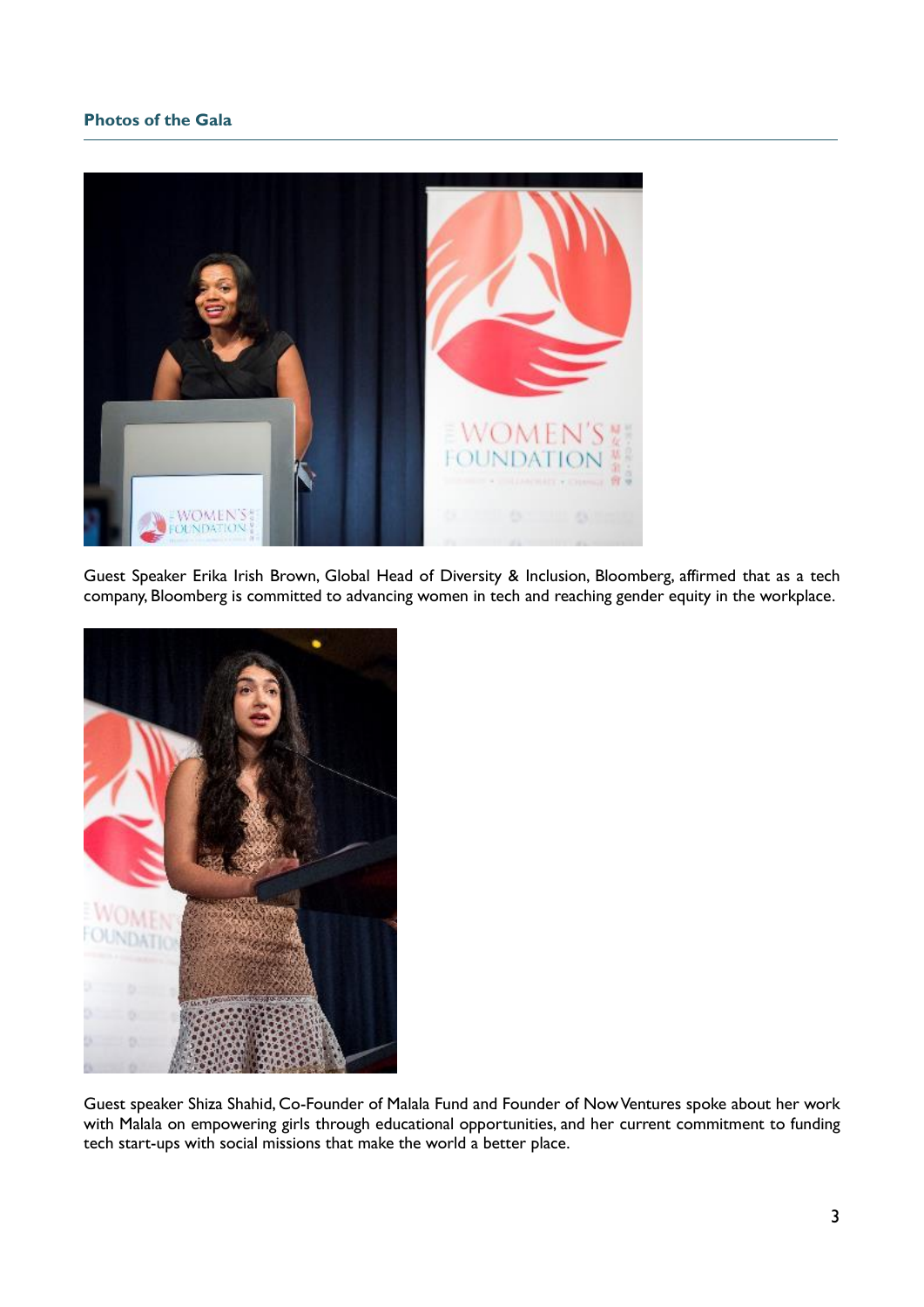## Photos of the Gala

Guest Speaker Erika Irish Brown, Global Head of Diversity & Inclusion, Bloomberg, affirmed that as a tech company, Bloomberg is committed to advancing women in tech and reaching gender equity in the workplace.

Guest speaker Shiza Shahid, Co-Founder of Malala Fund and Founder of Now Ventures spoke about her work with Malala on empowering girls through educational opportunities, and her current commitment to funding tech start-ups with social missions that make the world a better place.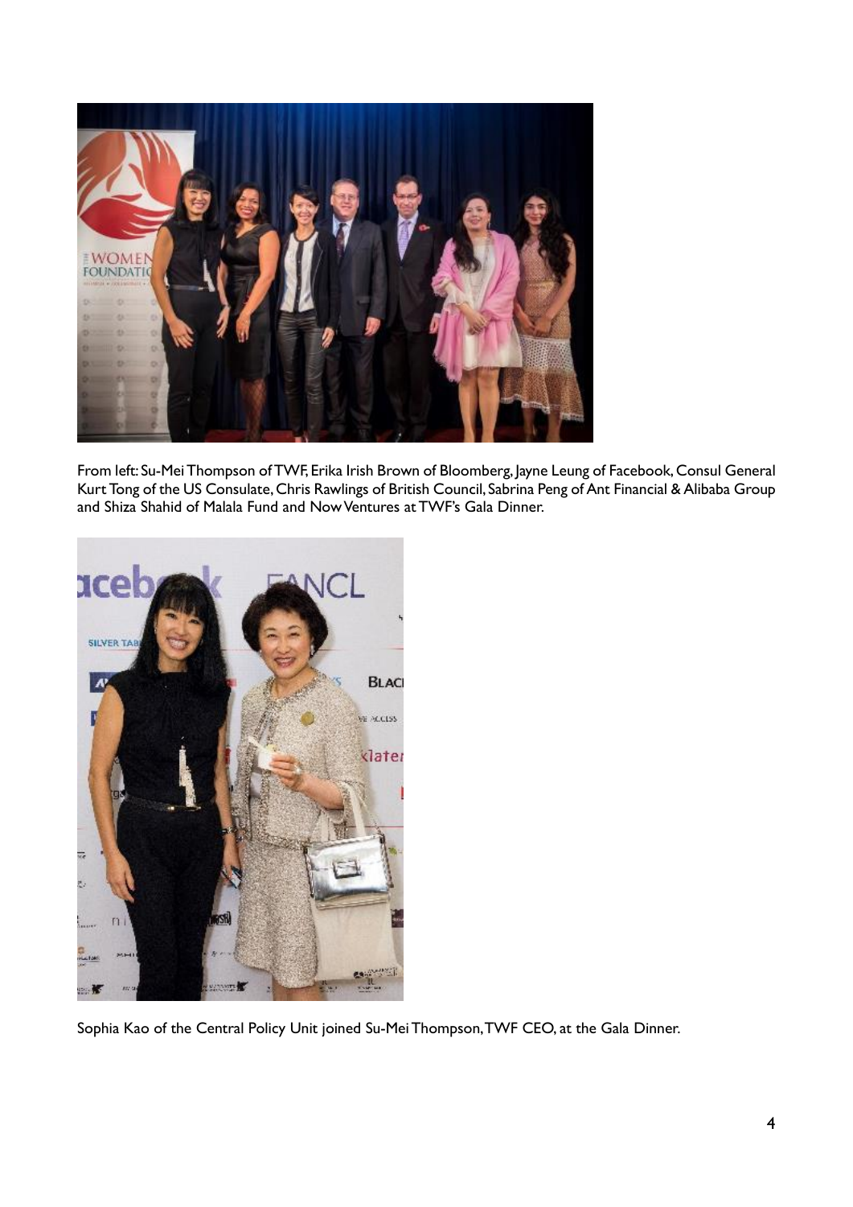From left: Su-Mei Thompson of TWF, Erika Irish Brown of Bloomberg, Jayne Leung of Facebook, Consul General Kurt Tong of the US Consulate, Chris Rawlings of British Council, Sabrina Peng of Ant Financial & Alibaba Group and Shiza Shahid of Malala Fund and Now Ventures at TWF's Gala Dinner.

Sophia Kao of the Central Policy Unit joined Su-Mei Thompson, TWF CEO, at the Gala Dinner.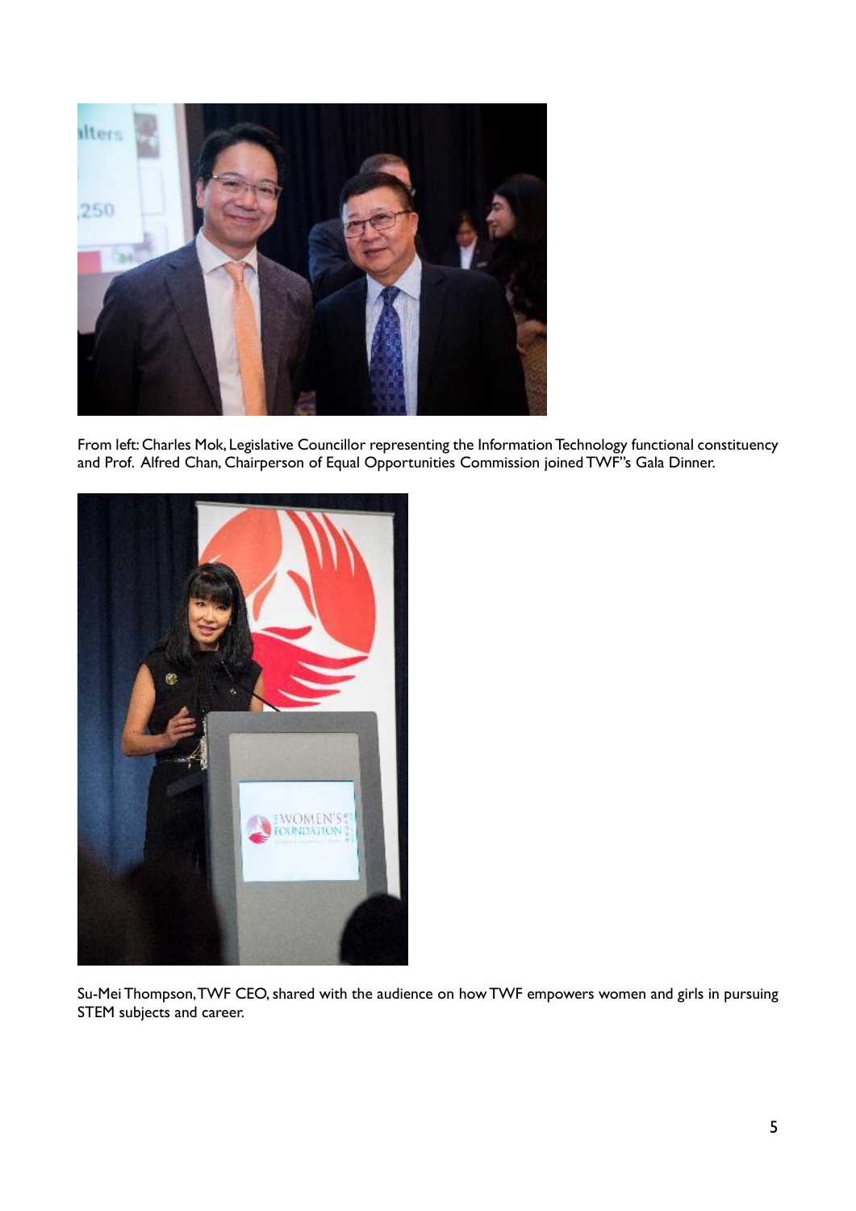From left: Charles Mok, Legislative Councillor representing the Information Technology functional constituency and Prof. Alfred Chan, Chairperson of Equal Opportunities Commission joined TWF"s Gala Dinner.

Su-Mei Thompson, TWF CEO, shared with the audience on how TWF empowers women and girls in pursuing STEM subjects and career.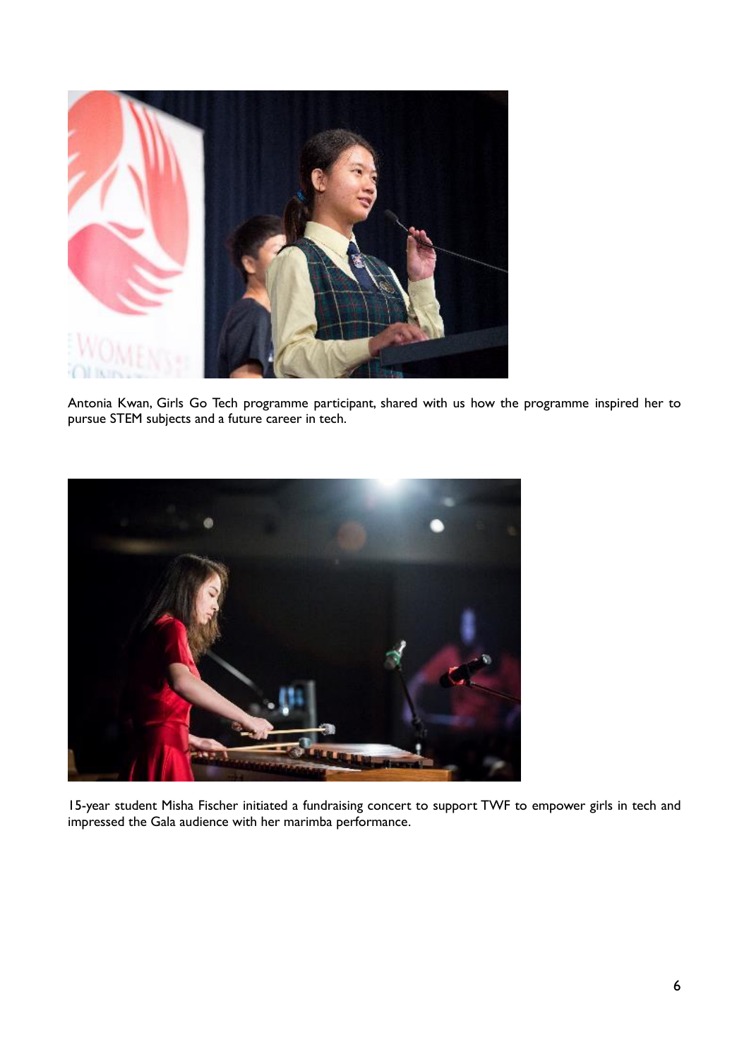Antonia Kwan, Girls Go Tech programme participant, shared with us how the programme inspired her to pursue STEM subjects and a future career in tech.

15-year student Misha Fischer initiated a fundraising concert to support TWF to empower girls in tech and impressed the Gala audience with her marimba performance.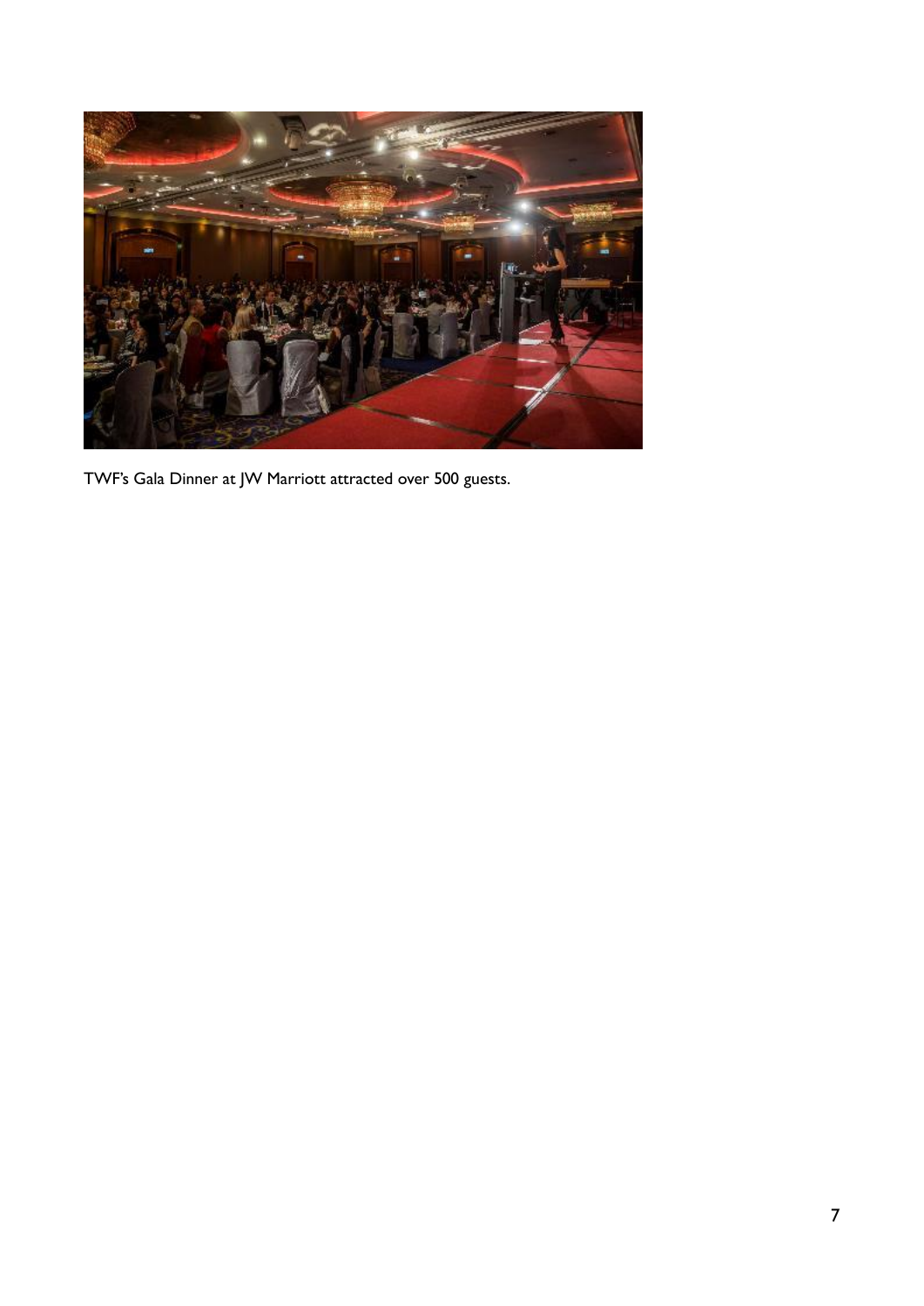TWF's Gala Dinner at JW Marriott attracted over 500 guests.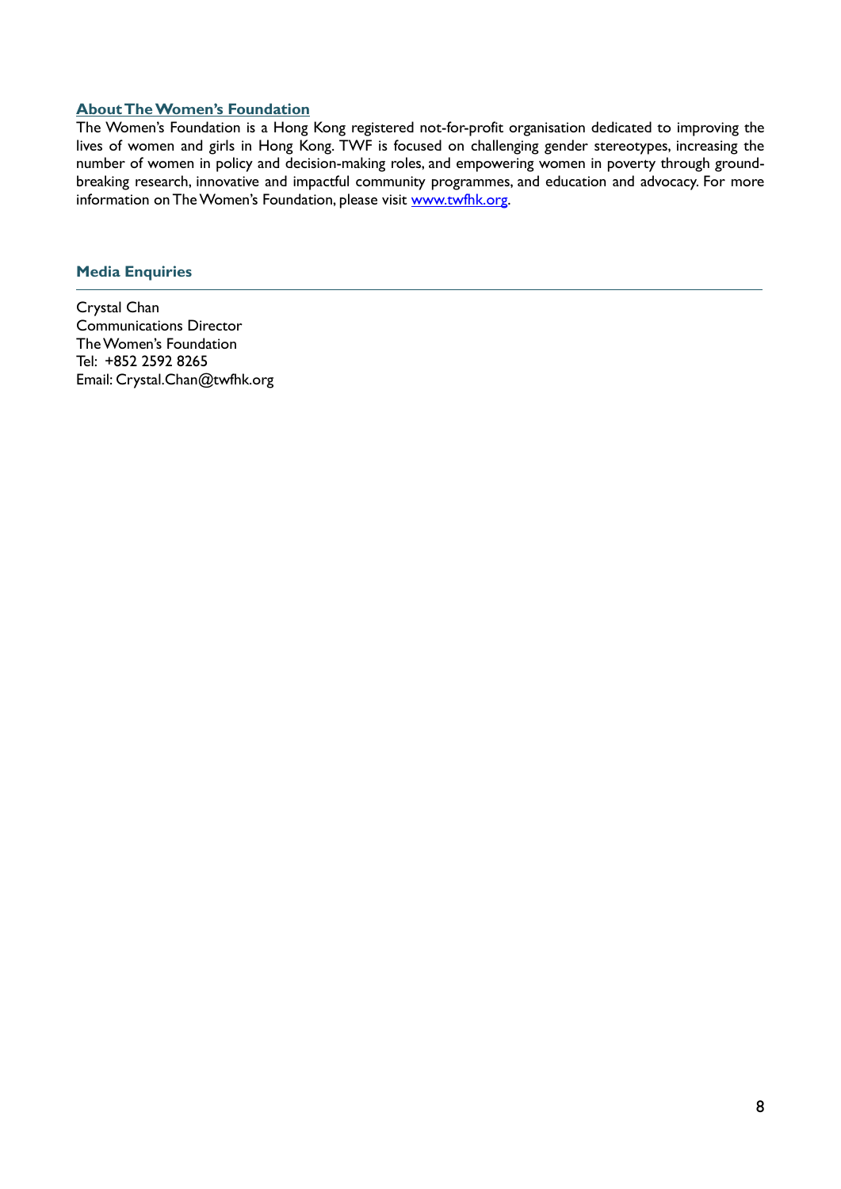## About The Women's Foundation

The Women's Foundation is a Hong Kong registered not-for-profit organisation dedicated to improving the lives of women and girls in Hong Kong. TWF is focused on challenging gender stereotypes, increasing the number of women in policy and decision-making roles, and empowering women in poverty through ground-breaking research, innovative and impactful community programmes, and education and advocacy. For more information on The Women's Foundation, please visit [www.twfhk.org](http://www.twfhk.org).

## Media Enquiries

---

Crystal Chan
Communications Director
The Women's Foundation
Tel: +852 2592 8265
Email: Crystal.Chan@twfhk.org